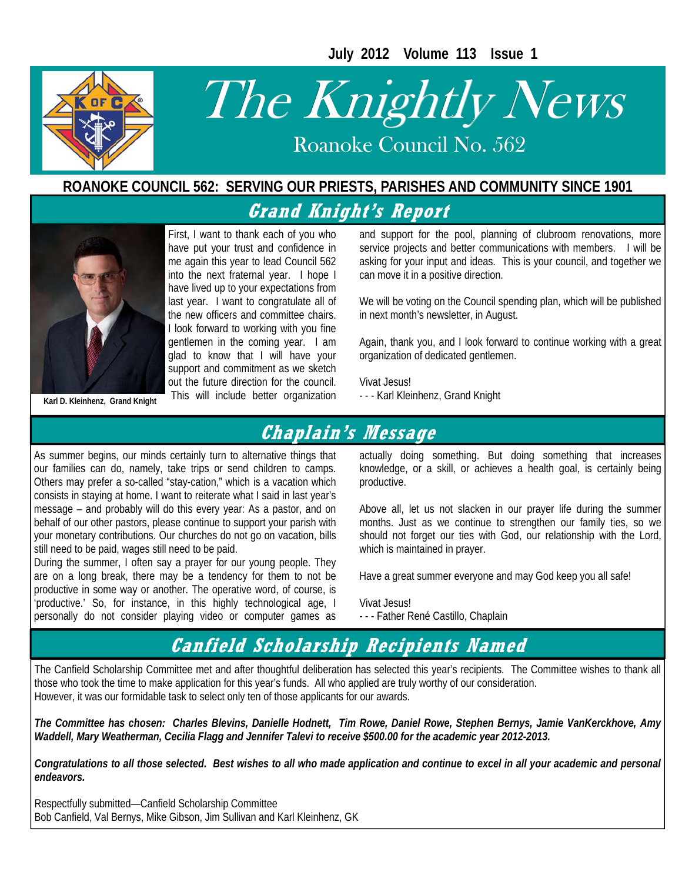July 2012 Volume 113 Issue 1

# The Knightly News

Roanoke Council No. 562

**ROANOKE COUNCIL 562: SERVING OUR PRIESTS, PARISHES AND COMMUNITY SINCE 1901**

## Grand Knight's Report

**Karl D. Kleinhenz, Grand Knight**

First, I want to thank each of you who have put your trust and confidence in me again this year to lead Council 562 into the next fraternal year. I hope I have lived up to your expectations from last year. I want to congratulate all of the new officers and committee chairs. I look forward to working with you fine gentlemen in the coming year. I am glad to know that I will have your support and commitment as we sketch out the future direction for the council. This will include better organization and support for the pool, planning of clubroom renovations, more service projects and better communications with members. I will be asking for your input and ideas. This is your council, and together we can move it in a positive direction.

We will be voting on the Council spending plan, which will be published in next month's newsletter, in August.

Again, thank you, and I look forward to continue working with a great organization of dedicated gentlemen.

Vivat Jesus!
- - - Karl Kleinhenz, Grand Knight

## Chaplain's Message

As summer begins, our minds certainly turn to alternative things that our families can do, namely, take trips or send children to camps. Others may prefer a so-called "stay-cation," which is a vacation which consists in staying at home. I want to reiterate what I said in last year's message – and probably will do this every year: As a pastor, and on behalf of our other pastors, please continue to support your parish with your monetary contributions. Our churches do not go on vacation, bills still need to be paid, wages still need to be paid.

During the summer, I often say a prayer for our young people. They are on a long break, there may be a tendency for them to not be productive in some way or another. The operative word, of course, is 'productive.' So, for instance, in this highly technological age, I personally do not consider playing video or computer games as actually doing something. But doing something that increases knowledge, or a skill, or achieves a health goal, is certainly being productive.

Above all, let us not slacken in our prayer life during the summer months. Just as we continue to strengthen our family ties, so we should not forget our ties with God, our relationship with the Lord, which is maintained in prayer.

Have a great summer everyone and may God keep you all safe!

Vivat Jesus!
- - - Father René Castillo, Chaplain

## Canfield Scholarship Recipients Named

The Canfield Scholarship Committee met and after thoughtful deliberation has selected this year's recipients. The Committee wishes to thank all those who took the time to make application for this year's funds. All who applied are truly worthy of our consideration.
However, it was our formidable task to select only ten of those applicants for our awards.

***The Committee has chosen: Charles Blevins, Danielle Hodnett, Tim Rowe, Daniel Rowe, Stephen Bernys, Jamie VanKerckhove, Amy Waddell, Mary Weatherman, Cecilia Flagg and Jennifer Talevi to receive $500.00 for the academic year 2012-2013.***

***Congratulations to all those selected. Best wishes to all who made application and continue to excel in all your academic and personal endeavors.***

Respectfully submitted—Canfield Scholarship Committee
Bob Canfield, Val Bernys, Mike Gibson, Jim Sullivan and Karl Kleinhenz, GK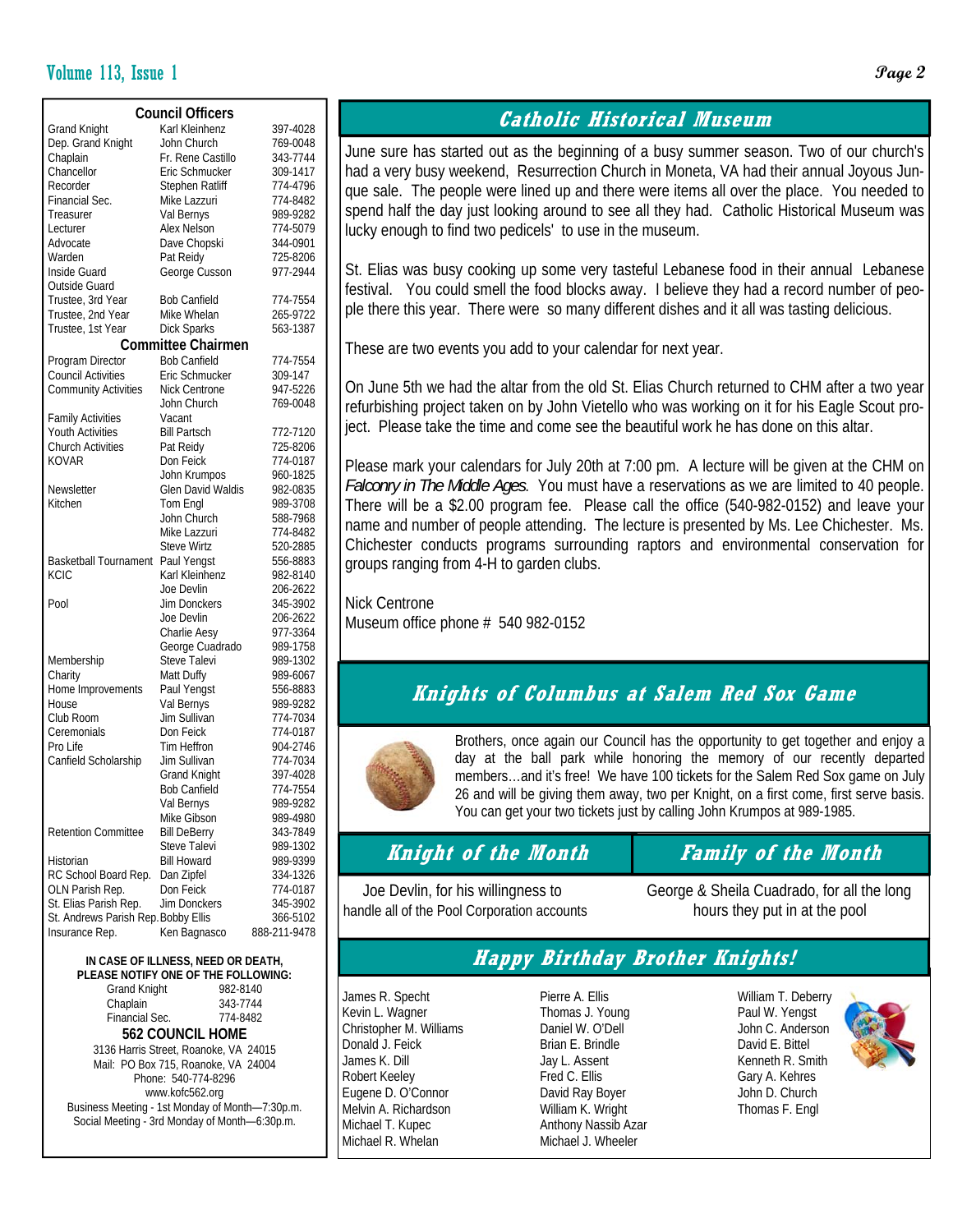## Council Officers

| | | |
|---|---|---|
| Grand Knight | Karl Kleinhenz | 397-4028 |
| Dep. Grand Knight | John Church | 769-0048 |
| Chaplain | Fr. Rene Castillo | 343-7744 |
| Chancellor | Eric Schmucker | 309-1417 |
| Recorder | Stephen Ratliff | 774-4796 |
| Financial Sec. | Mike Lazzuri | 774-8482 |
| Treasurer | Val Bernys | 989-9282 |
| Lecturer | Alex Nelson | 774-5079 |
| Advocate | Dave Chopski | 344-0901 |
| Warden | Pat Reidy | 725-8206 |
| Inside Guard | George Cusson | 977-2944 |
| Outside Guard | | |
| Trustee, 3rd Year | Bob Canfield | 774-7554 |
| Trustee, 2nd Year | Mike Whelan | 265-9722 |
| Trustee, 1st Year | Dick Sparks | 563-1387 |

## Committee Chairmen

| | | |
|---|---|---|
| Program Director | Bob Canfield | 774-7554 |
| Council Activities | Eric Schmucker | 309-147 |
| Community Activities | Nick Centrone | 947-5226 |
| | John Church | 769-0048 |
| Family Activities | Vacant | |
| Youth Activities | Bill Partsch | 772-7120 |
| Church Activities | Pat Reidy | 725-8206 |
| KOVAR | Don Feick | 774-0187 |
| | John Krumpos | 960-1825 |
| Newsletter | Glen David Waldis | 982-0835 |
| Kitchen | Tom Engl | 989-3708 |
| | John Church | 588-7968 |
| | Mike Lazzuri | 774-8482 |
| | Steve Wirtz | 520-2885 |
| Basketball Tournament | Paul Yengst | 556-8883 |
| KCIC | Karl Kleinhenz | 982-8140 |
| | Joe Devlin | 206-2622 |
| Pool | Jim Donckers | 345-3902 |
| | Joe Devlin | 206-2622 |
| | Charlie Aesy | 977-3364 |
| | George Cuadrado | 989-1758 |
| Membership | Steve Talevi | 989-1302 |
| Charity | Matt Duffy | 989-6067 |
| Home Improvements | Paul Yengst | 556-8883 |
| House | Val Bernys | 989-9282 |
| Club Room | Jim Sullivan | 774-7034 |
| Ceremonials | Don Feick | 774-0187 |
| Pro Life | Tim Heffron | 904-2746 |
| Canfield Scholarship | Jim Sullivan | 774-7034 |
| | Grand Knight | 397-4028 |
| | Bob Canfield | 774-7554 |
| | Val Bernys | 989-9282 |
| | Mike Gibson | 989-4980 |
| Retention Committee | Bill DeBerry | 343-7849 |
| | Steve Talevi | 989-1302 |
| Historian | Bill Howard | 989-9399 |
| RC School Board Rep. | Dan Zipfel | 334-1326 |
| OLN Parish Rep. | Don Feick | 774-0187 |
| St. Elias Parish Rep. | Jim Donckers | 345-3902 |
| St. Andrews Parish Rep. | Bobby Ellis | 366-5102 |
| Insurance Rep. | Ken Bagnasco | 888-211-9478 |

**IN CASE OF ILLNESS, NEED OR DEATH, PLEASE NOTIFY ONE OF THE FOLLOWING:**

| | |
|---|---|
| Grand Knight | 982-8140 |
| Chaplain | 343-7744 |
| Financial Sec. | 774-8482 |

**562 COUNCIL HOME**

3136 Harris Street, Roanoke, VA 24015
Mail: PO Box 715, Roanoke, VA 24004
Phone: 540-774-8296
www.kofc562.org
Business Meeting - 1st Monday of Month—7:30p.m.
Social Meeting - 3rd Monday of Month—6:30p.m.

## Catholic Historical Museum

June sure has started out as the beginning of a busy summer season. Two of our church's had a very busy weekend, Resurrection Church in Moneta, VA had their annual Joyous Junque sale. The people were lined up and there were items all over the place. You needed to spend half the day just looking around to see all they had. Catholic Historical Museum was lucky enough to find two pedicels' to use in the museum.

St. Elias was busy cooking up some very tasteful Lebanese food in their annual Lebanese festival. You could smell the food blocks away. I believe they had a record number of people there this year. There were so many different dishes and it all was tasting delicious.

These are two events you add to your calendar for next year.

On June 5th we had the altar from the old St. Elias Church returned to CHM after a two year refurbishing project taken on by John Vietello who was working on it for his Eagle Scout project. Please take the time and come see the beautiful work he has done on this altar.

Please mark your calendars for July 20th at 7:00 pm. A lecture will be given at the CHM on *Falconry in The Middle Ages*. You must have a reservations as we are limited to 40 people. There will be a $2.00 program fee. Please call the office (540-982-0152) and leave your name and number of people attending. The lecture is presented by Ms. Lee Chichester. Ms. Chichester conducts programs surrounding raptors and environmental conservation for groups ranging from 4-H to garden clubs.

Nick Centrone
Museum office phone # 540 982-0152

## Knights of Columbus at Salem Red Sox Game

Brothers, once again our Council has the opportunity to get together and enjoy a day at the ball park while honoring the memory of our recently departed members…and it's free! We have 100 tickets for the Salem Red Sox game on July 26 and will be giving them away, two per Knight, on a first come, first serve basis. You can get your two tickets just by calling John Krumpos at 989-1985.

## Knight of the Month

Joe Devlin, for his willingness to handle all of the Pool Corporation accounts

## Family of the Month

George & Sheila Cuadrado, for all the long hours they put in at the pool

## Happy Birthday Brother Knights!

James R. Specht
Kevin L. Wagner
Christopher M. Williams
Donald J. Feick
James K. Dill
Robert Keeley
Eugene D. O'Connor
Melvin A. Richardson
Michael T. Kupec
Michael R. Whelan
Pierre A. Ellis
Thomas J. Young
Daniel W. O'Dell
Brian E. Brindle
Jay L. Assent
Fred C. Ellis
David Ray Boyer
William K. Wright
Anthony Nassib Azar
Michael J. Wheeler
William T. Deberry
Paul W. Yengst
John C. Anderson
David E. Bittel
Kenneth R. Smith
Gary A. Kehres
John D. Church
Thomas F. Engl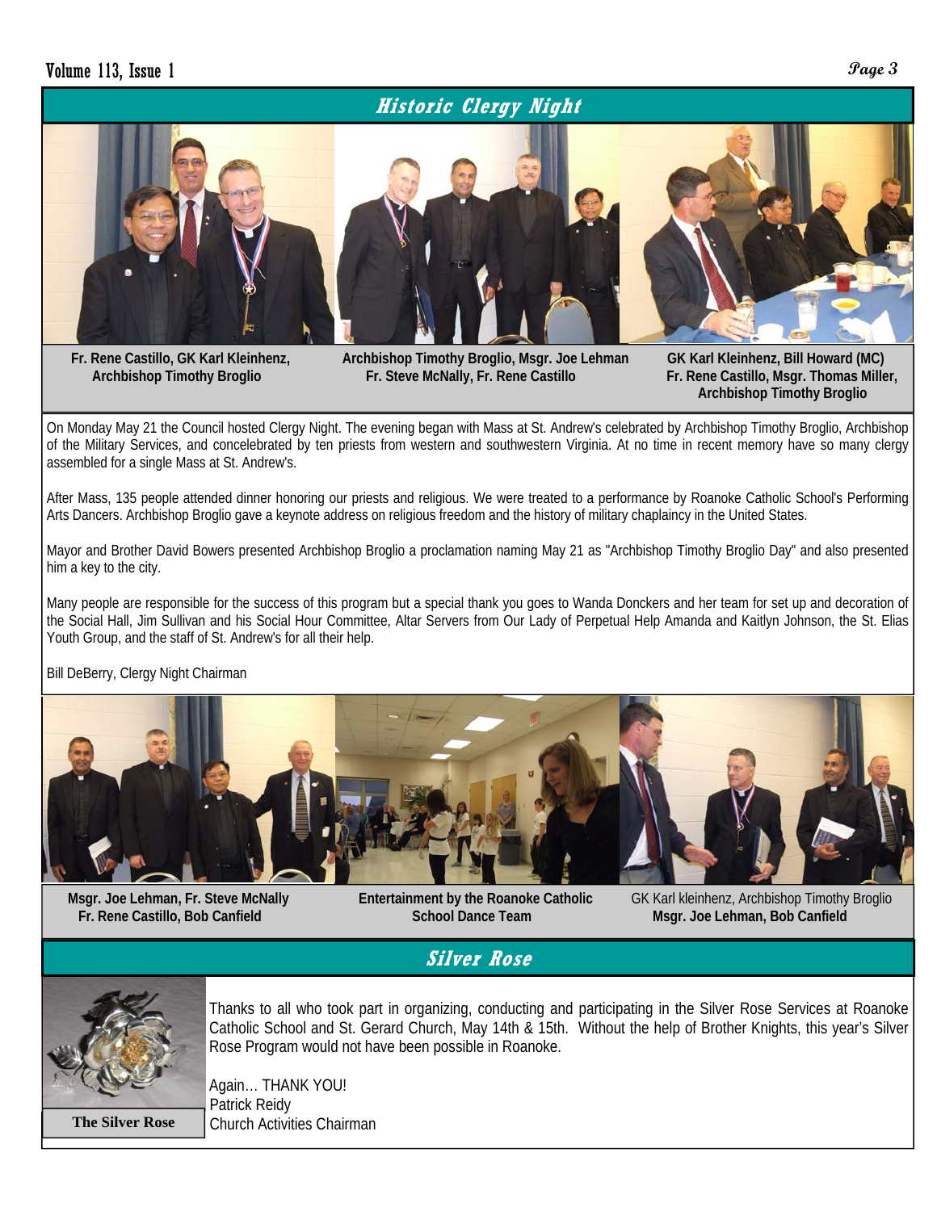## Historic Clergy Night

**Fr. Rene Castillo, GK Karl Kleinhenz, Archbishop Timothy Broglio**

**Archbishop Timothy Broglio, Msgr. Joe Lehman Fr. Steve McNally, Fr. Rene Castillo**

**GK Karl Kleinhenz, Bill Howard (MC) Fr. Rene Castillo, Msgr. Thomas Miller, Archbishop Timothy Broglio**

On Monday May 21 the Council hosted Clergy Night. The evening began with Mass at St. Andrew's celebrated by Archbishop Timothy Broglio, Archbishop of the Military Services, and concelebrated by ten priests from western and southwestern Virginia. At no time in recent memory have so many clergy assembled for a single Mass at St. Andrew's.

After Mass, 135 people attended dinner honoring our priests and religious. We were treated to a performance by Roanoke Catholic School's Performing Arts Dancers. Archbishop Broglio gave a keynote address on religious freedom and the history of military chaplaincy in the United States.

Mayor and Brother David Bowers presented Archbishop Broglio a proclamation naming May 21 as "Archbishop Timothy Broglio Day" and also presented him a key to the city.

Many people are responsible for the success of this program but a special thank you goes to Wanda Donckers and her team for set up and decoration of the Social Hall, Jim Sullivan and his Social Hour Committee, Altar Servers from Our Lady of Perpetual Help Amanda and Kaitlyn Johnson, the St. Elias Youth Group, and the staff of St. Andrew's for all their help.

Bill DeBerry, Clergy Night Chairman

**Msgr. Joe Lehman, Fr. Steve McNally Fr. Rene Castillo, Bob Canfield**

**Entertainment by the Roanoke Catholic School Dance Team**

GK Karl kleinhenz, Archbishop Timothy Broglio **Msgr. Joe Lehman, Bob Canfield**

## Silver Rose

**The Silver Rose**

Thanks to all who took part in organizing, conducting and participating in the Silver Rose Services at Roanoke Catholic School and St. Gerard Church, May 14th & 15th. Without the help of Brother Knights, this year's Silver Rose Program would not have been possible in Roanoke.

Again… THANK YOU!
Patrick Reidy
Church Activities Chairman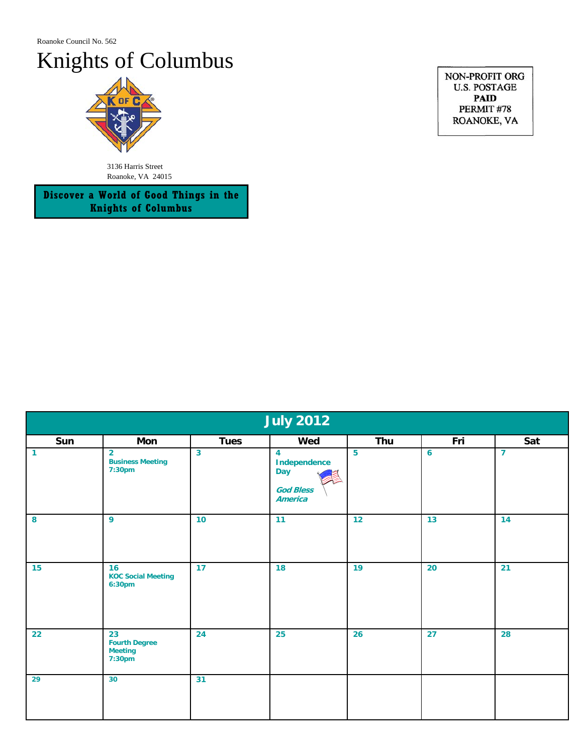Roanoke Council No. 562

# Knights of Columbus

3136 Harris Street
Roanoke, VA 24015

**Discover a World of Good Things in the Knights of Columbus**

NON-PROFIT ORG
U.S. POSTAGE
**PAID**
PERMIT #78
ROANOKE, VA

## July 2012

| Sun | Mon | Tues | Wed | Thu | Fri | Sat |
|---|---|---|---|---|---|---|
| 1 | 2 Business Meeting 7:30pm | 3 | 4 Independence Day *God Bless America* | 5 | 6 | 7 |
| 8 | 9 | 10 | 11 | 12 | 13 | 14 |
| 15 | 16 KOC Social Meeting 6:30pm | 17 | 18 | 19 | 20 | 21 |
| 22 | 23 Fourth Degree Meeting 7:30pm | 24 | 25 | 26 | 27 | 28 |
| 29 | 30 | 31 | | | | |